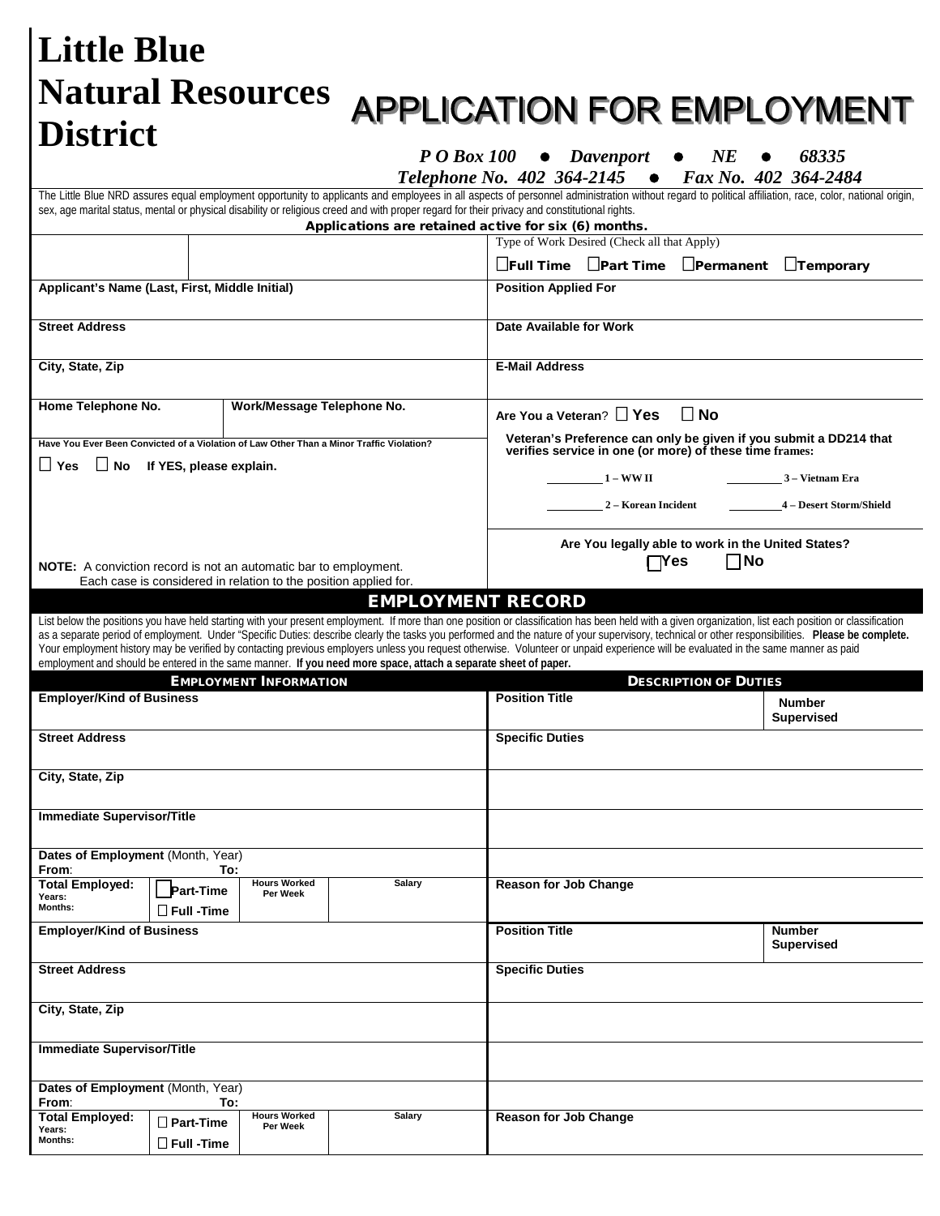# Little Blue Natural Resources District

# APPLICATION FOR EMPLOYMENT

***P O Box 100 • Davenport • NE • 68335***
***Telephone No. 402 364-2145 • Fax No. 402 364-2484***

The Little Blue NRD assures equal employment opportunity to applicants and employees in all aspects of personnel administration without regard to political affiliation, race, color, national origin, sex, age marital status, mental or physical disability or religious creed and with proper regard for their privacy and constitutional rights.

**Applications are retained active for six (6) months.**

| | | Type of Work Desired (Check all that Apply)<br>☐**Full Time** ☐**Part Time** ☐**Permanent** ☐**Temporary** |
|---|---|---|
| **Applicant's Name (Last, First, Middle Initial)** | | **Position Applied For** |
| **Street Address** | | **Date Available for Work** |
| **City, State, Zip** | | **E-Mail Address** |
| **Home Telephone No.** | **Work/Message Telephone No.** | **Are You a Veteran**? ☐ **Yes** ☐ **No** |
| **Have You Ever Been Convicted of a Violation of Law Other Than a Minor Traffic Violation?**<br>☐ **Yes** ☐ **No If YES, please explain.** | | **Veteran's Preference can only be given if you submit a DD214 that verifies service in one (or more) of these time frames:**<br>\_\_\_\_\_ **1 – WW II** \_\_\_\_\_ **3 – Vietnam Era**<br>\_\_\_\_\_ **2 – Korean Incident** \_\_\_\_\_ **4 – Desert Storm/Shield** |
| **NOTE:** A conviction record is not an automatic bar to employment. Each case is considered in relation to the position applied for. | | **Are You legally able to work in the United States?**<br>☐**Yes** ☐**No** |

## EMPLOYMENT RECORD

List below the positions you have held starting with your present employment. If more than one position or classification has been held with a given organization, list each position or classification as a separate period of employment. Under "Specific Duties: describe clearly the tasks you performed and the nature of your supervisory, technical or other responsibilities. **Please be complete.** Your employment history may be verified by contacting previous employers unless you request otherwise. Volunteer or unpaid experience will be evaluated in the same manner as paid employment and should be entered in the same manner. **If you need more space, attach a separate sheet of paper.**

| **EMPLOYMENT INFORMATION** | | | | **DESCRIPTION OF DUTIES** | |
|---|---|---|---|---|---|
| **Employer/Kind of Business** | | | | **Position Title** | **Number Supervised** |
| **Street Address** | | | | **Specific Duties** | |
| **City, State, Zip** | | | | | |
| **Immediate Supervisor/Title** | | | | | |
| **Dates of Employment** (Month, Year)<br>**From**: **To:** | | | | | |
| **Total Employed:**<br>**Years:**<br>**Months:** | ☐**Part-Time**<br>☐ **Full -Time** | **Hours Worked Per Week** | **Salary** | **Reason for Job Change** | |
| **Employer/Kind of Business** | | | | **Position Title** | **Number Supervised** |
| **Street Address** | | | | **Specific Duties** | |
| **City, State, Zip** | | | | | |
| **Immediate Supervisor/Title** | | | | | |
| **Dates of Employment** (Month, Year)<br>**From**: **To:** | | | | | |
| **Total Employed:**<br>**Years:**<br>**Months:** | ☐ **Part-Time**<br>☐ **Full -Time** | **Hours Worked Per Week** | **Salary** | **Reason for Job Change** | |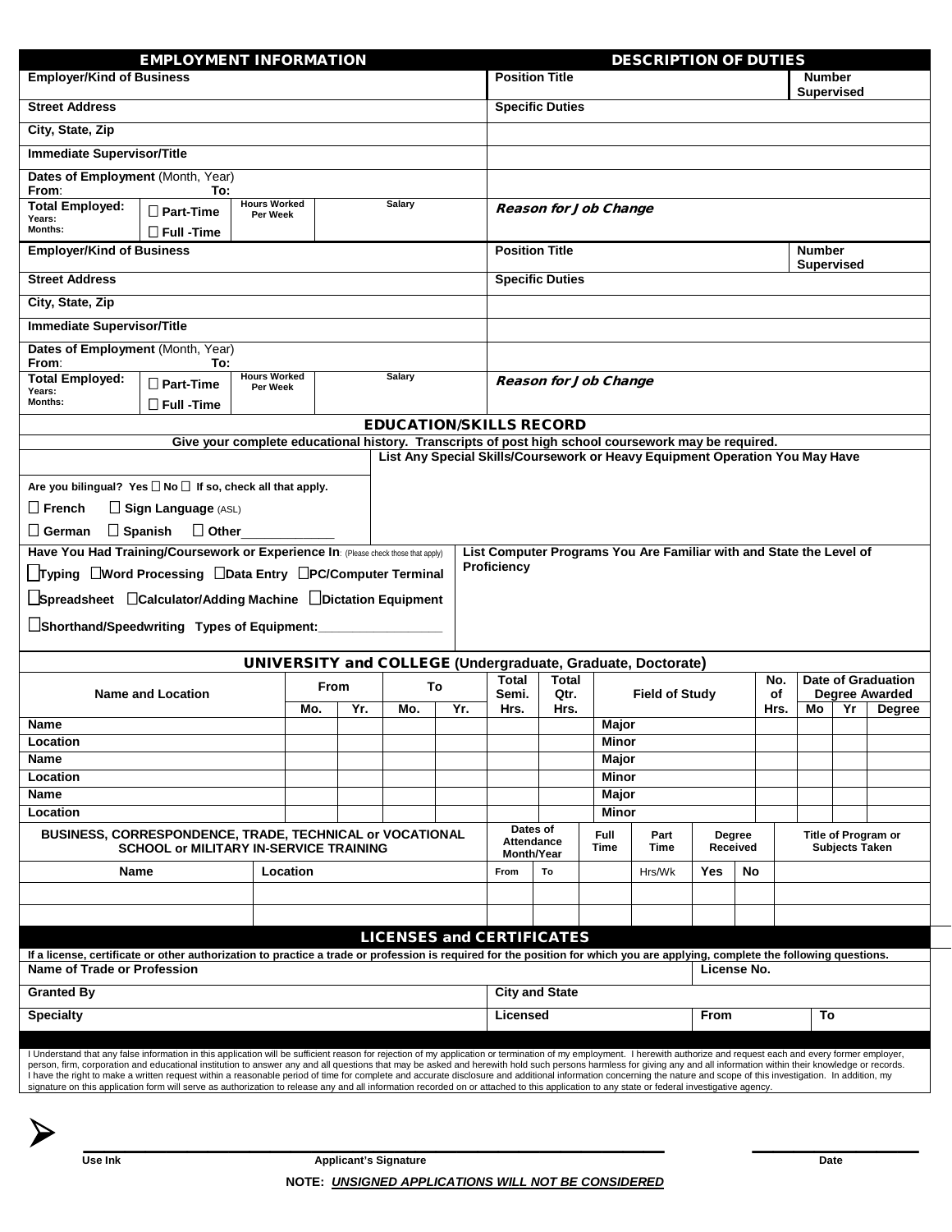## EMPLOYMENT INFORMATION / DESCRIPTION OF DUTIES

| EMPLOYMENT INFORMATION | | | | DESCRIPTION OF DUTIES | |
|---|---|---|---|---|---|
| **Employer/Kind of Business** | | | | **Position Title** | **Number Supervised** |
| **Street Address** | | | | **Specific Duties** | |
| **City, State, Zip** | | | | | |
| **Immediate Supervisor/Title** | | | | | |
| **Dates of Employment** (Month, Year) From: To: | | | | | |
| **Total Employed:** Years: Months: | ☐ **Part-Time** ☐ **Full -Time** | **Hours Worked Per Week** | **Salary** | ***Reason for Job Change*** | |
| **Employer/Kind of Business** | | | | **Position Title** | **Number Supervised** |
| **Street Address** | | | | **Specific Duties** | |
| **City, State, Zip** | | | | | |
| **Immediate Supervisor/Title** | | | | | |
| **Dates of Employment** (Month, Year) From: To: | | | | | |
| **Total Employed:** Years: Months: | ☐ **Part-Time** ☐ **Full -Time** | **Hours Worked Per Week** | **Salary** | ***Reason for Job Change*** | |

## EDUCATION/SKILLS RECORD

**Give your complete educational history. Transcripts of post high school coursework may be required.**

**List Any Special Skills/Coursework or Heavy Equipment Operation You May Have**

**Are you bilingual? Yes ☐ No ☐ If so, check all that apply.**

☐ **French** ☐ **Sign Language** (ASL)

☐ **German** ☐ **Spanish** ☐ **Other**____________

**Have You Had Training/Coursework or Experience In**: (Please check those that apply)

☐**Typing** ☐**Word Processing** ☐**Data Entry** ☐**PC/Computer Terminal**

☐**Spreadsheet** ☐**Calculator/Adding Machine** ☐**Dictation Equipment**

☐**Shorthand/Speedwriting Types of Equipment:**_________________

**List Computer Programs You Are Familiar with and State the Level of Proficiency**

## UNIVERSITY and COLLEGE (Undergraduate, Graduate, Doctorate)

| Name and Location | From | | To | | Total Semi. Hrs. | Total Qtr. Hrs. | Field of Study | No. of Hrs. | Date of Graduation Degree Awarded | | |
|---|---|---|---|---|---|---|---|---|---|---|---|
| | Mo. | Yr. | Mo. | Yr. | | | | | Mo | Yr | Degree |
| **Name** | | | | | | | **Major** | | | | |
| **Location** | | | | | | | **Minor** | | | | |
| **Name** | | | | | | | **Major** | | | | |
| **Location** | | | | | | | **Minor** | | | | |
| **Name** | | | | | | | **Major** | | | | |
| **Location** | | | | | | | **Minor** | | | | |

| BUSINESS, CORRESPONDENCE, TRADE, TECHNICAL or VOCATIONAL SCHOOL or MILITARY IN-SERVICE TRAINING | | Dates of Attendance Month/Year | | Full Time | Part Time | Degree Received | | Title of Program or Subjects Taken |
|---|---|---|---|---|---|---|---|---|
| **Name** | **Location** | From | To | | Hrs/Wk | **Yes** | **No** | |
| | | | | | | | | |
| | | | | | | | | |

## LICENSES and CERTIFICATES

**If a license, certificate or other authorization to practice a trade or profession is required for the position for which you are applying, complete the following questions.**

| **Name of Trade or Profession** | | **License No.** | |
|---|---|---|---|
| **Granted By** | **City and State** | | |
| **Specialty** | **Licensed** | **From** | **To** |

I Understand that any false information in this application will be sufficient reason for rejection of my application or termination of my employment. I herewith authorize and request each and every former employer, person, firm, corporation and educational institution to answer any and all questions that may be asked and herewith hold such persons harmless for giving any and all information within their knowledge or records. I have the right to make a written request within a reasonable period of time for complete and accurate disclosure and additional information concerning the nature and scope of this investigation. In addition, my signature on this application form will serve as authorization to release any and all information recorded on or attached to this application to any state or federal investigative agency.

➤ ______________________________________________ ________________

**Use Ink** **Applicant's Signature** **Date**

**NOTE: *UNSIGNED APPLICATIONS WILL NOT BE CONSIDERED***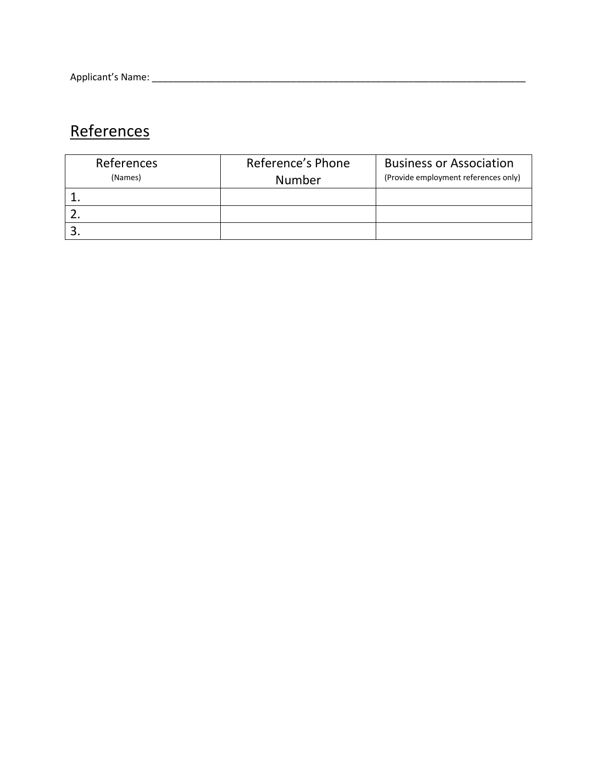Applicant's Name: ___________________________________________________________________________

## References

| References (Names) | Reference's Phone Number | Business or Association (Provide employment references only) |
|---|---|---|
| 1. | | |
| 2. | | |
| 3. | | |